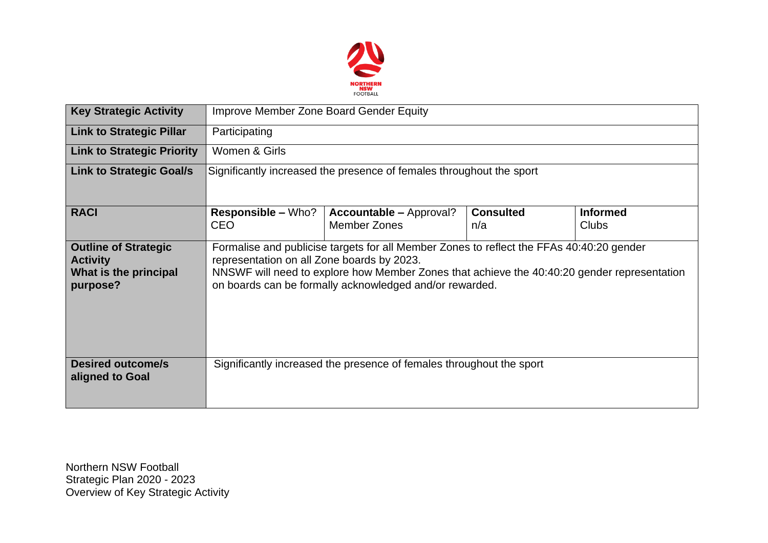| Key Strategic Activity | Improve Member Zone Board Gender Equity | | | |
|---|---|---|---|---|
| **Link to Strategic Pillar** | Participating | | | |
| **Link to Strategic Priority** | Women & Girls | | | |
| **Link to Strategic Goal/s** | Significantly increased the presence of females throughout the sport | | | |
| **RACI** | **Responsible –** Who?<br>CEO | **Accountable –** Approval?<br>Member Zones | **Consulted**<br>n/a | **Informed**<br>Clubs |
| **Outline of Strategic Activity**<br>**What is the principal purpose?** | Formalise and publicise targets for all Member Zones to reflect the FFAs 40:40:20 gender representation on all Zone boards by 2023.<br>NNSWF will need to explore how Member Zones that achieve the 40:40:20 gender representation on boards can be formally acknowledged and/or rewarded. | | | |
| **Desired outcome/s aligned to Goal** | Significantly increased the presence of females throughout the sport | | | |

Northern NSW Football
Strategic Plan 2020 - 2023
Overview of Key Strategic Activity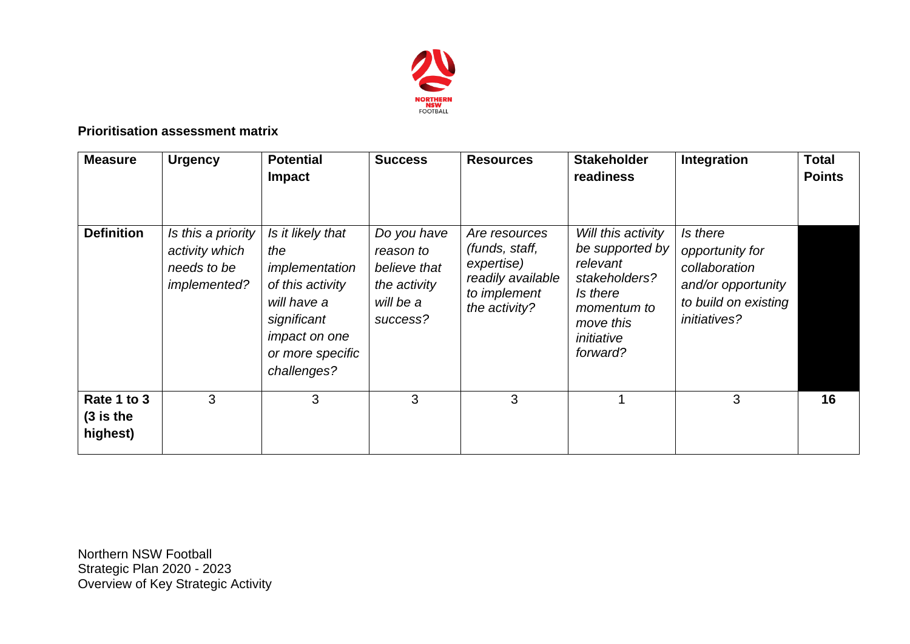**Prioritisation assessment matrix**

| Measure | Urgency | Potential Impact | Success | Resources | Stakeholder readiness | Integration | Total Points |
|---|---|---|---|---|---|---|---|
| **Definition** | *Is this a priority activity which needs to be implemented?* | *Is it likely that the implementation of this activity will have a significant impact on one or more specific challenges?* | *Do you have reason to believe that the activity will be a success?* | *Are resources (funds, staff, expertise) readily available to implement the activity?* | *Will this activity be supported by relevant stakeholders? Is there momentum to move this initiative forward?* | *Is there opportunity for collaboration and/or opportunity to build on existing initiatives?* | |
| **Rate 1 to 3 (3 is the highest)** | 3 | 3 | 3 | 3 | 1 | 3 | **16** |

Northern NSW Football
Strategic Plan 2020 - 2023
Overview of Key Strategic Activity